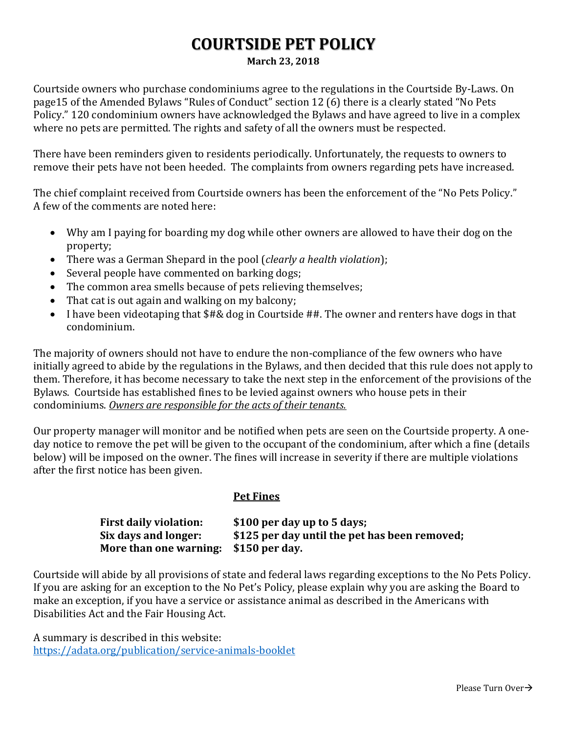# COURTSIDE PET POLICY

**March 23, 2018**

Courtside owners who purchase condominiums agree to the regulations in the Courtside By-Laws. On page15 of the Amended Bylaws "Rules of Conduct" section 12 (6) there is a clearly stated "No Pets Policy." 120 condominium owners have acknowledged the Bylaws and have agreed to live in a complex where no pets are permitted. The rights and safety of all the owners must be respected.

There have been reminders given to residents periodically. Unfortunately, the requests to owners to remove their pets have not been heeded. The complaints from owners regarding pets have increased.

The chief complaint received from Courtside owners has been the enforcement of the "No Pets Policy." A few of the comments are noted here:

- Why am I paying for boarding my dog while other owners are allowed to have their dog on the property;
- There was a German Shepard in the pool (*clearly a health violation*);
- Several people have commented on barking dogs;
- The common area smells because of pets relieving themselves;
- That cat is out again and walking on my balcony;
- I have been videotaping that $#& dog in Courtside ##. The owner and renters have dogs in that condominium.

The majority of owners should not have to endure the non-compliance of the few owners who have initially agreed to abide by the regulations in the Bylaws, and then decided that this rule does not apply to them. Therefore, it has become necessary to take the next step in the enforcement of the provisions of the Bylaws. Courtside has established fines to be levied against owners who house pets in their condominiums. *Owners are responsible for the acts of their tenants.*

Our property manager will monitor and be notified when pets are seen on the Courtside property. A one-day notice to remove the pet will be given to the occupant of the condominium, after which a fine (details below) will be imposed on the owner. The fines will increase in severity if there are multiple violations after the first notice has been given.

## Pet Fines

| | |
|---|---|
| **First daily violation:** | **$100 per day up to 5 days;** |
| **Six days and longer:** | **$125 per day until the pet has been removed;** |
| **More than one warning:** | **$150 per day.** |

Courtside will abide by all provisions of state and federal laws regarding exceptions to the No Pets Policy. If you are asking for an exception to the No Pet's Policy, please explain why you are asking the Board to make an exception, if you have a service or assistance animal as described in the Americans with Disabilities Act and the Fair Housing Act.

A summary is described in this website:
https://adata.org/publication/service-animals-booklet

Please Turn Over→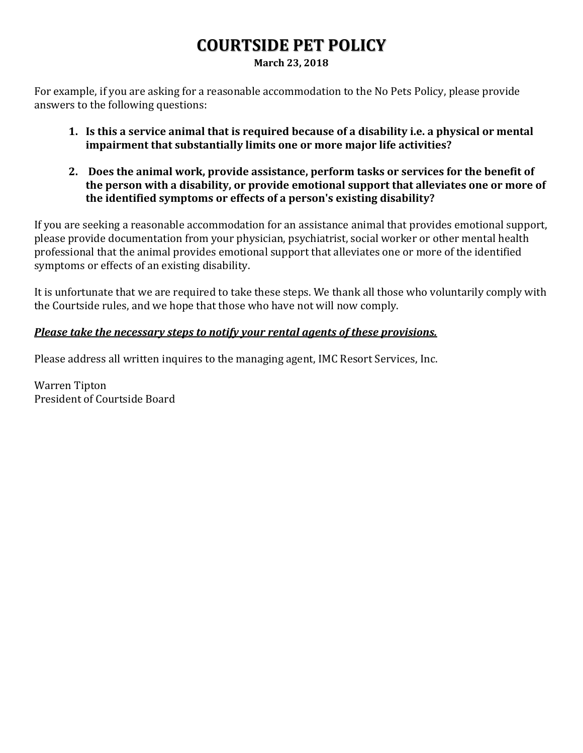# COURTSIDE PET POLICY

**March 23, 2018**

For example, if you are asking for a reasonable accommodation to the No Pets Policy, please provide answers to the following questions:

1. **Is this a service animal that is required because of a disability i.e. a physical or mental impairment that substantially limits one or more major life activities?**

2. **Does the animal work, provide assistance, perform tasks or services for the benefit of the person with a disability, or provide emotional support that alleviates one or more of the identified symptoms or effects of a person's existing disability?**

If you are seeking a reasonable accommodation for an assistance animal that provides emotional support, please provide documentation from your physician, psychiatrist, social worker or other mental health professional that the animal provides emotional support that alleviates one or more of the identified symptoms or effects of an existing disability.

It is unfortunate that we are required to take these steps. We thank all those who voluntarily comply with the Courtside rules, and we hope that those who have not will now comply.

***<u>Please take the necessary steps to notify your rental agents of these provisions.</u>***

Please address all written inquires to the managing agent, IMC Resort Services, Inc.

Warren Tipton
President of Courtside Board